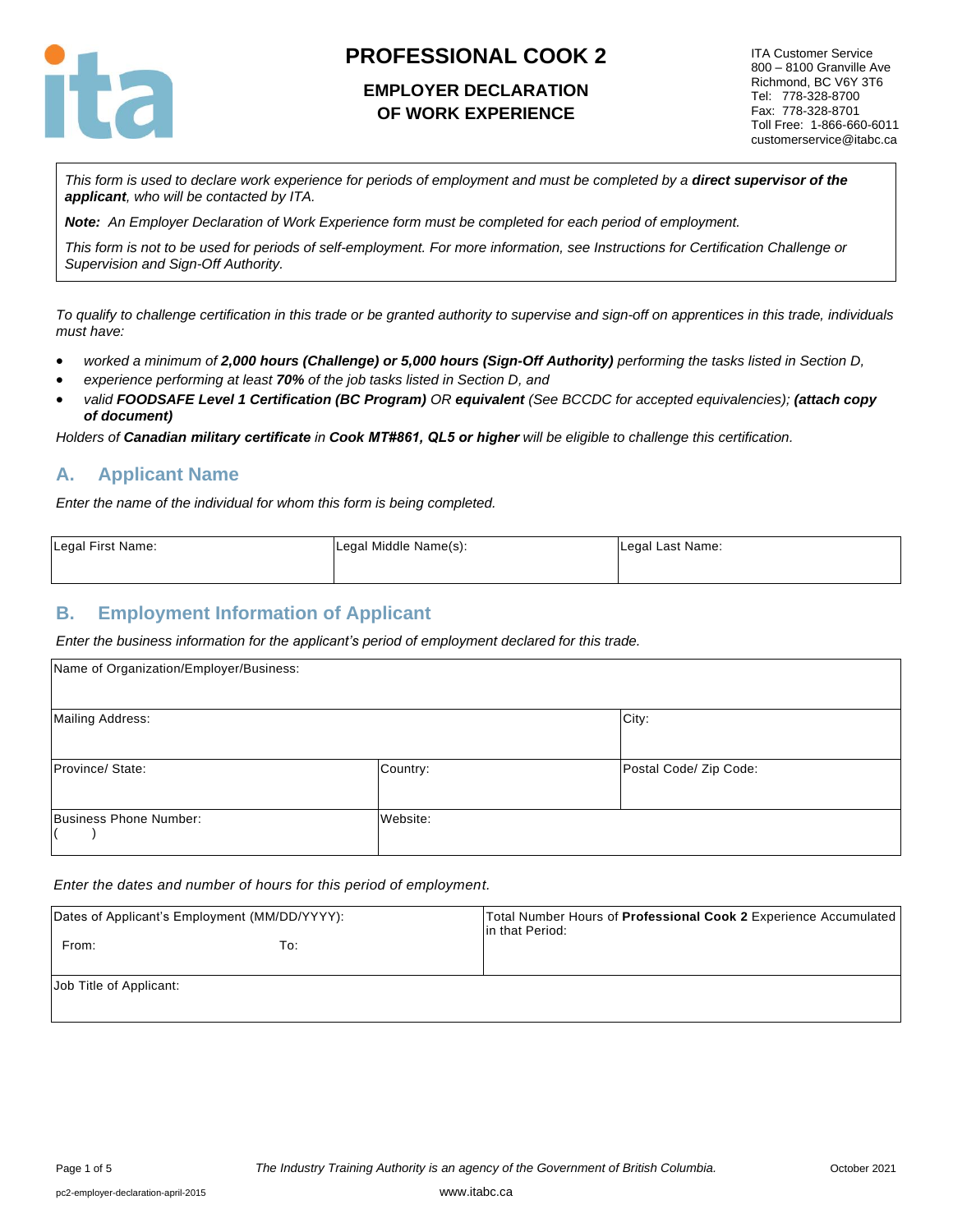# PROFESSIONAL COOK 2

## EMPLOYER DECLARATION OF WORK EXPERIENCE

ITA Customer Service
800 – 8100 Granville Ave
Richmond, BC V6Y 3T6
Tel: 778-328-8700
Fax: 778-328-8701
Toll Free: 1-866-660-6011
customerservice@itabc.ca

*This form is used to declare work experience for periods of employment and must be completed by a **direct supervisor of the applicant**, who will be contacted by ITA.*

***Note:** An Employer Declaration of Work Experience form must be completed for each period of employment.*

*This form is not to be used for periods of self-employment. For more information, see Instructions for Certification Challenge or Supervision and Sign-Off Authority.*

*To qualify to challenge certification in this trade or be granted authority to supervise and sign-off on apprentices in this trade, individuals must have:*

- *worked a minimum of **2,000 hours (Challenge) or 5,000 hours (Sign-Off Authority)** performing the tasks listed in Section D,*
- *experience performing at least **70%** of the job tasks listed in Section D, and*
- *valid **FOODSAFE Level 1 Certification (BC Program)** OR **equivalent** (See BCCDC for accepted equivalencies); **(attach copy of document)***

*Holders of **Canadian military certificate** in **Cook MT#861, QL5 or higher** will be eligible to challenge this certification.*

## A. Applicant Name

*Enter the name of the individual for whom this form is being completed.*

| Legal First Name: | Legal Middle Name(s): | Legal Last Name: |
|---|---|---|
| | | |

## B. Employment Information of Applicant

*Enter the business information for the applicant's period of employment declared for this trade.*

| Name of Organization/Employer/Business: | | |
|---|---|---|
| Mailing Address: | | City: |
| Province/ State: | Country: | Postal Code/ Zip Code: |
| Business Phone Number: ( ) | Website: | |

*Enter the dates and number of hours for this period of employment.*

| Dates of Applicant's Employment (MM/DD/YYYY): From: To: | Total Number Hours of **Professional Cook 2** Experience Accumulated in that Period: |
|---|---|
| Job Title of Applicant: | |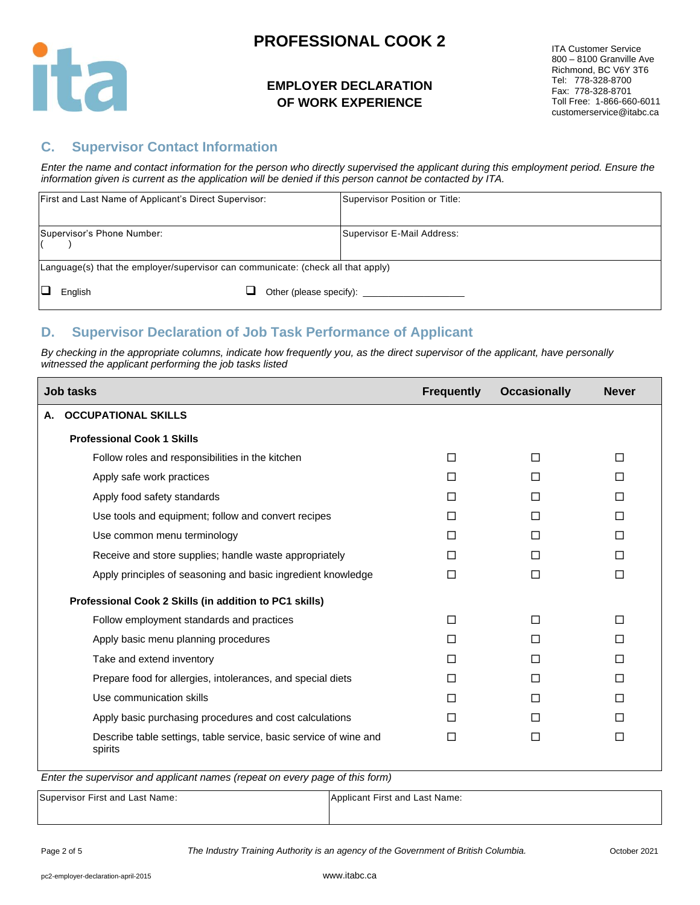# PROFESSIONAL COOK 2

## EMPLOYER DECLARATION OF WORK EXPERIENCE

ITA Customer Service
800 – 8100 Granville Ave
Richmond, BC V6Y 3T6
Tel: 778-328-8700
Fax: 778-328-8701
Toll Free: 1-866-660-6011
customerservice@itabc.ca

## C. Supervisor Contact Information

*Enter the name and contact information for the person who directly supervised the applicant during this employment period. Ensure the information given is current as the application will be denied if this person cannot be contacted by ITA.*

| First and Last Name of Applicant's Direct Supervisor: | Supervisor Position or Title: |
|---|---|
| Supervisor's Phone Number: ( ) | Supervisor E-Mail Address: |
| Language(s) that the employer/supervisor can communicate: (check all that apply) | |
| ☐ English | ☐ Other (please specify): ___________________ |

## D. Supervisor Declaration of Job Task Performance of Applicant

*By checking in the appropriate columns, indicate how frequently you, as the direct supervisor of the applicant, have personally witnessed the applicant performing the job tasks listed*

| Job tasks | Frequently | Occasionally | Never |
|---|---|---|---|
| **A. OCCUPATIONAL SKILLS** | | | |
| **Professional Cook 1 Skills** | | | |
| Follow roles and responsibilities in the kitchen | ☐ | ☐ | ☐ |
| Apply safe work practices | ☐ | ☐ | ☐ |
| Apply food safety standards | ☐ | ☐ | ☐ |
| Use tools and equipment; follow and convert recipes | ☐ | ☐ | ☐ |
| Use common menu terminology | ☐ | ☐ | ☐ |
| Receive and store supplies; handle waste appropriately | ☐ | ☐ | ☐ |
| Apply principles of seasoning and basic ingredient knowledge | ☐ | ☐ | ☐ |
| **Professional Cook 2 Skills (in addition to PC1 skills)** | | | |
| Follow employment standards and practices | ☐ | ☐ | ☐ |
| Apply basic menu planning procedures | ☐ | ☐ | ☐ |
| Take and extend inventory | ☐ | ☐ | ☐ |
| Prepare food for allergies, intolerances, and special diets | ☐ | ☐ | ☐ |
| Use communication skills | ☐ | ☐ | ☐ |
| Apply basic purchasing procedures and cost calculations | ☐ | ☐ | ☐ |
| Describe table settings, table service, basic service of wine and spirits | ☐ | ☐ | ☐ |

*Enter the supervisor and applicant names (repeat on every page of this form)*

| Supervisor First and Last Name: | Applicant First and Last Name: |
|---|---|
| | |

*The Industry Training Authority is an agency of the Government of British Columbia.*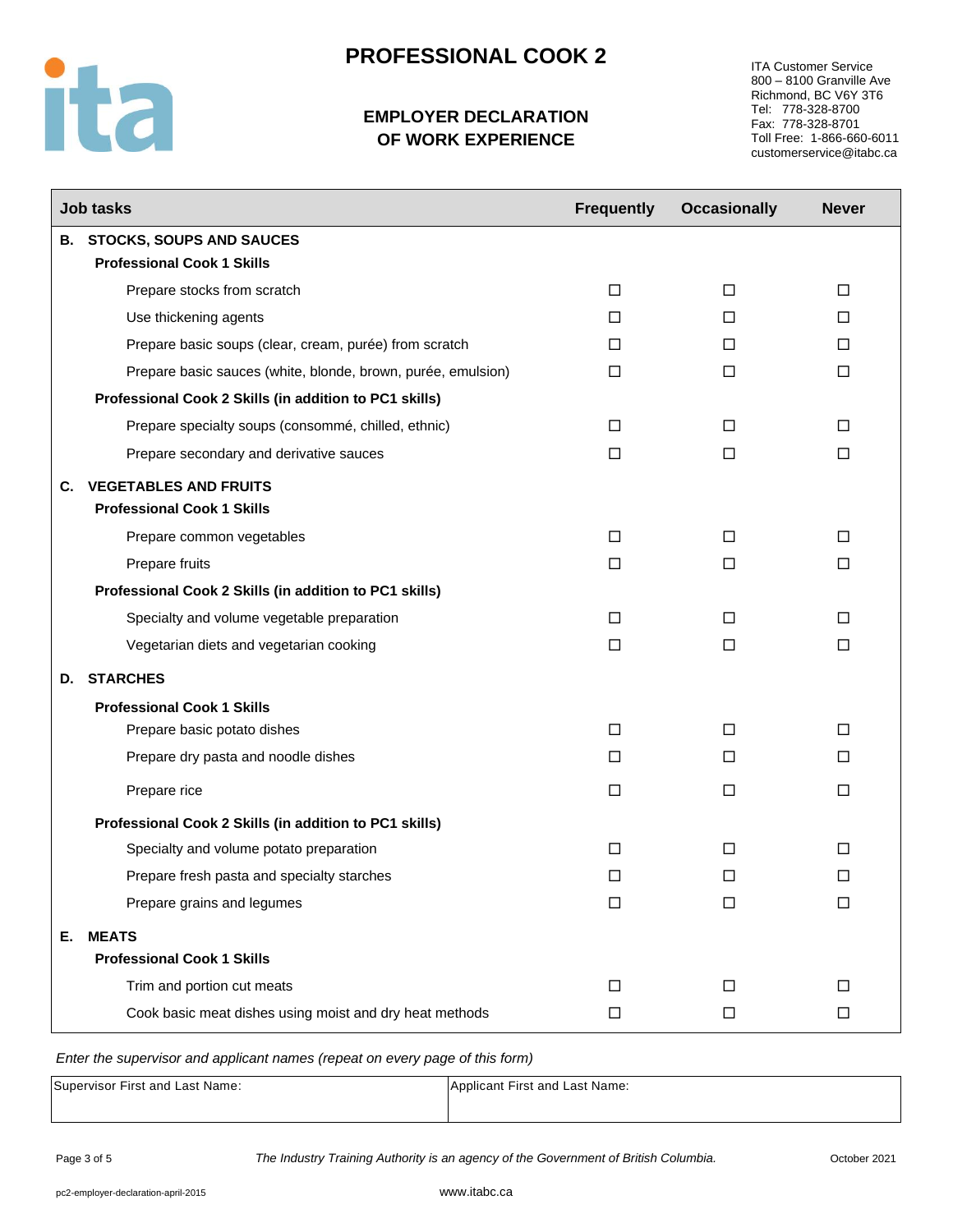# PROFESSIONAL COOK 2

## EMPLOYER DECLARATION OF WORK EXPERIENCE

ITA Customer Service
800 – 8100 Granville Ave
Richmond, BC V6Y 3T6
Tel: 778-328-8700
Fax: 778-328-8701
Toll Free: 1-866-660-6011
customerservice@itabc.ca

| Job tasks | Frequently | Occasionally | Never |
|---|---|---|---|
| **B. STOCKS, SOUPS AND SAUCES** | | | |
| **Professional Cook 1 Skills** | | | |
| Prepare stocks from scratch | ☐ | ☐ | ☐ |
| Use thickening agents | ☐ | ☐ | ☐ |
| Prepare basic soups (clear, cream, purée) from scratch | ☐ | ☐ | ☐ |
| Prepare basic sauces (white, blonde, brown, purée, emulsion) | ☐ | ☐ | ☐ |
| **Professional Cook 2 Skills (in addition to PC1 skills)** | | | |
| Prepare specialty soups (consommé, chilled, ethnic) | ☐ | ☐ | ☐ |
| Prepare secondary and derivative sauces | ☐ | ☐ | ☐ |
| **C. VEGETABLES AND FRUITS** | | | |
| **Professional Cook 1 Skills** | | | |
| Prepare common vegetables | ☐ | ☐ | ☐ |
| Prepare fruits | ☐ | ☐ | ☐ |
| **Professional Cook 2 Skills (in addition to PC1 skills)** | | | |
| Specialty and volume vegetable preparation | ☐ | ☐ | ☐ |
| Vegetarian diets and vegetarian cooking | ☐ | ☐ | ☐ |
| **D. STARCHES** | | | |
| **Professional Cook 1 Skills** | | | |
| Prepare basic potato dishes | ☐ | ☐ | ☐ |
| Prepare dry pasta and noodle dishes | ☐ | ☐ | ☐ |
| Prepare rice | ☐ | ☐ | ☐ |
| **Professional Cook 2 Skills (in addition to PC1 skills)** | | | |
| Specialty and volume potato preparation | ☐ | ☐ | ☐ |
| Prepare fresh pasta and specialty starches | ☐ | ☐ | ☐ |
| Prepare grains and legumes | ☐ | ☐ | ☐ |
| **E. MEATS** | | | |
| **Professional Cook 1 Skills** | | | |
| Trim and portion cut meats | ☐ | ☐ | ☐ |
| Cook basic meat dishes using moist and dry heat methods | ☐ | ☐ | ☐ |

*Enter the supervisor and applicant names (repeat on every page of this form)*

| Supervisor First and Last Name: | Applicant First and Last Name: |
|---|---|
| | |

*The Industry Training Authority is an agency of the Government of British Columbia.*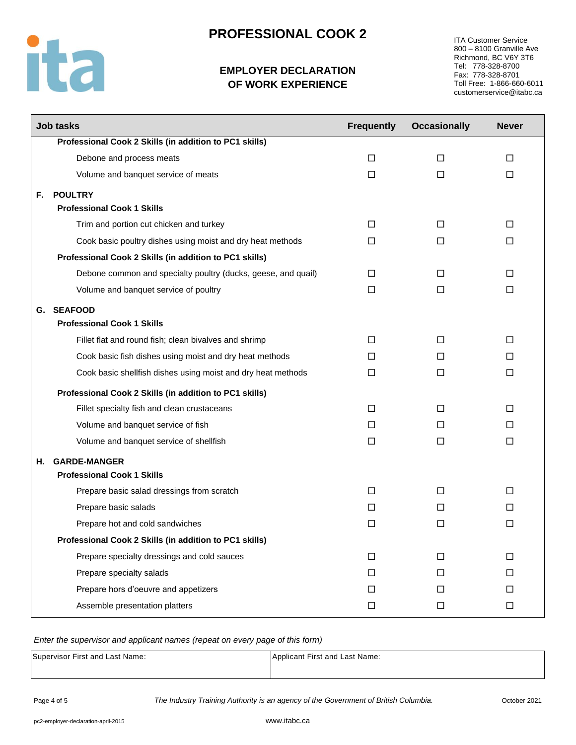# PROFESSIONAL COOK 2

## EMPLOYER DECLARATION OF WORK EXPERIENCE

ITA Customer Service
800 – 8100 Granville Ave
Richmond, BC V6Y 3T6
Tel: 778-328-8700
Fax: 778-328-8701
Toll Free: 1-866-660-6011
customerservice@itabc.ca

| Job tasks | Frequently | Occasionally | Never |
|---|---|---|---|
| **Professional Cook 2 Skills (in addition to PC1 skills)** | | | |
| Debone and process meats | ☐ | ☐ | ☐ |
| Volume and banquet service of meats | ☐ | ☐ | ☐ |
| **F. POULTRY** | | | |
| **Professional Cook 1 Skills** | | | |
| Trim and portion cut chicken and turkey | ☐ | ☐ | ☐ |
| Cook basic poultry dishes using moist and dry heat methods | ☐ | ☐ | ☐ |
| **Professional Cook 2 Skills (in addition to PC1 skills)** | | | |
| Debone common and specialty poultry (ducks, geese, and quail) | ☐ | ☐ | ☐ |
| Volume and banquet service of poultry | ☐ | ☐ | ☐ |
| **G. SEAFOOD** | | | |
| **Professional Cook 1 Skills** | | | |
| Fillet flat and round fish; clean bivalves and shrimp | ☐ | ☐ | ☐ |
| Cook basic fish dishes using moist and dry heat methods | ☐ | ☐ | ☐ |
| Cook basic shellfish dishes using moist and dry heat methods | ☐ | ☐ | ☐ |
| **Professional Cook 2 Skills (in addition to PC1 skills)** | | | |
| Fillet specialty fish and clean crustaceans | ☐ | ☐ | ☐ |
| Volume and banquet service of fish | ☐ | ☐ | ☐ |
| Volume and banquet service of shellfish | ☐ | ☐ | ☐ |
| **H. GARDE-MANGER** | | | |
| **Professional Cook 1 Skills** | | | |
| Prepare basic salad dressings from scratch | ☐ | ☐ | ☐ |
| Prepare basic salads | ☐ | ☐ | ☐ |
| Prepare hot and cold sandwiches | ☐ | ☐ | ☐ |
| **Professional Cook 2 Skills (in addition to PC1 skills)** | | | |
| Prepare specialty dressings and cold sauces | ☐ | ☐ | ☐ |
| Prepare specialty salads | ☐ | ☐ | ☐ |
| Prepare hors d'oeuvre and appetizers | ☐ | ☐ | ☐ |
| Assemble presentation platters | ☐ | ☐ | ☐ |

*Enter the supervisor and applicant names (repeat on every page of this form)*

| Supervisor First and Last Name: | Applicant First and Last Name: |
|---|---|
| | |

*The Industry Training Authority is an agency of the Government of British Columbia.*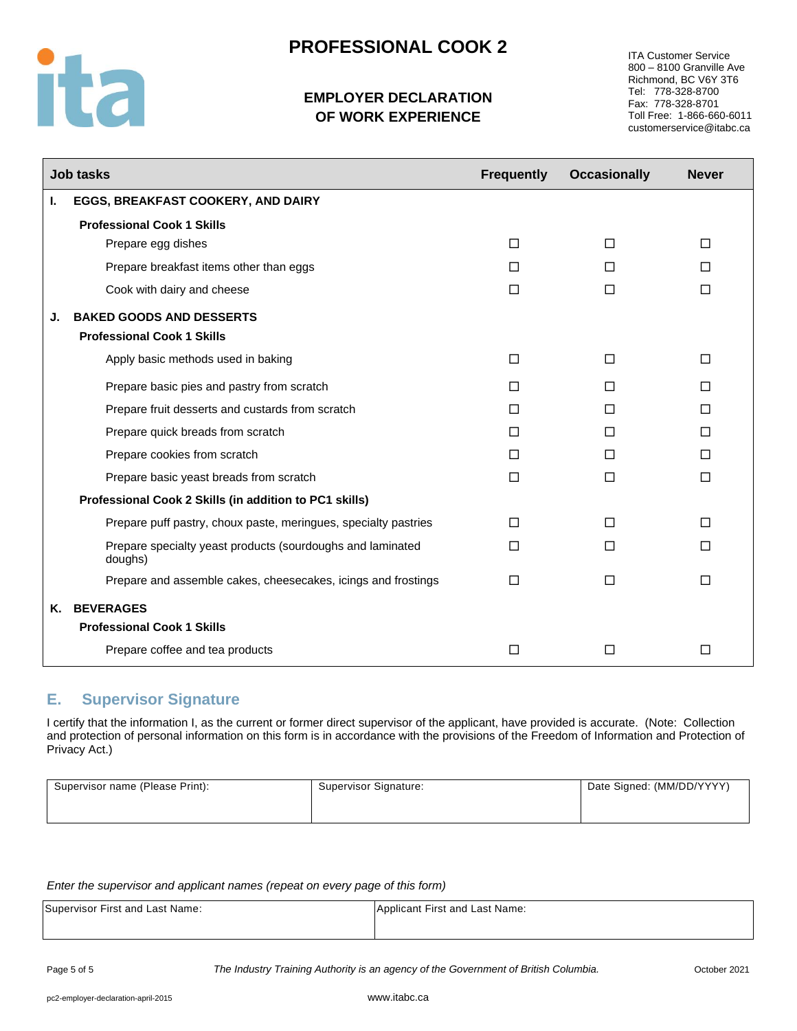# PROFESSIONAL COOK 2

## EMPLOYER DECLARATION OF WORK EXPERIENCE

ITA Customer Service
800 – 8100 Granville Ave
Richmond, BC V6Y 3T6
Tel: 778-328-8700
Fax: 778-328-8701
Toll Free: 1-866-660-6011
customerservice@itabc.ca

| Job tasks | Frequently | Occasionally | Never |
|---|---|---|---|
| **I. EGGS, BREAKFAST COOKERY, AND DAIRY** | | | |
| **Professional Cook 1 Skills** | | | |
| Prepare egg dishes | ☐ | ☐ | ☐ |
| Prepare breakfast items other than eggs | ☐ | ☐ | ☐ |
| Cook with dairy and cheese | ☐ | ☐ | ☐ |
| **J. BAKED GOODS AND DESSERTS** | | | |
| **Professional Cook 1 Skills** | | | |
| Apply basic methods used in baking | ☐ | ☐ | ☐ |
| Prepare basic pies and pastry from scratch | ☐ | ☐ | ☐ |
| Prepare fruit desserts and custards from scratch | ☐ | ☐ | ☐ |
| Prepare quick breads from scratch | ☐ | ☐ | ☐ |
| Prepare cookies from scratch | ☐ | ☐ | ☐ |
| Prepare basic yeast breads from scratch | ☐ | ☐ | ☐ |
| **Professional Cook 2 Skills (in addition to PC1 skills)** | | | |
| Prepare puff pastry, choux paste, meringues, specialty pastries | ☐ | ☐ | ☐ |
| Prepare specialty yeast products (sourdoughs and laminated doughs) | ☐ | ☐ | ☐ |
| Prepare and assemble cakes, cheesecakes, icings and frostings | ☐ | ☐ | ☐ |
| **K. BEVERAGES** | | | |
| **Professional Cook 1 Skills** | | | |
| Prepare coffee and tea products | ☐ | ☐ | ☐ |

## E. Supervisor Signature

I certify that the information I, as the current or former direct supervisor of the applicant, have provided is accurate. (Note: Collection and protection of personal information on this form is in accordance with the provisions of the Freedom of Information and Protection of Privacy Act.)

| Supervisor name (Please Print): | Supervisor Signature: | Date Signed: (MM/DD/YYYY) |
|---|---|---|
| | | |

*Enter the supervisor and applicant names (repeat on every page of this form)*

| Supervisor First and Last Name: | Applicant First and Last Name: |
|---|---|
| | |

*The Industry Training Authority is an agency of the Government of British Columbia.*